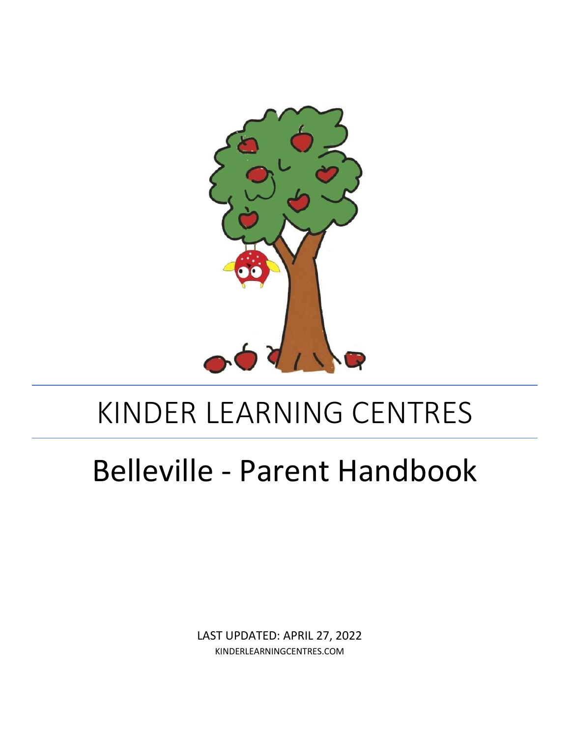# KINDER LEARNING CENTRES

## Belleville - Parent Handbook

LAST UPDATED: APRIL 27, 2022

KINDERLEARNINGCENTRES.COM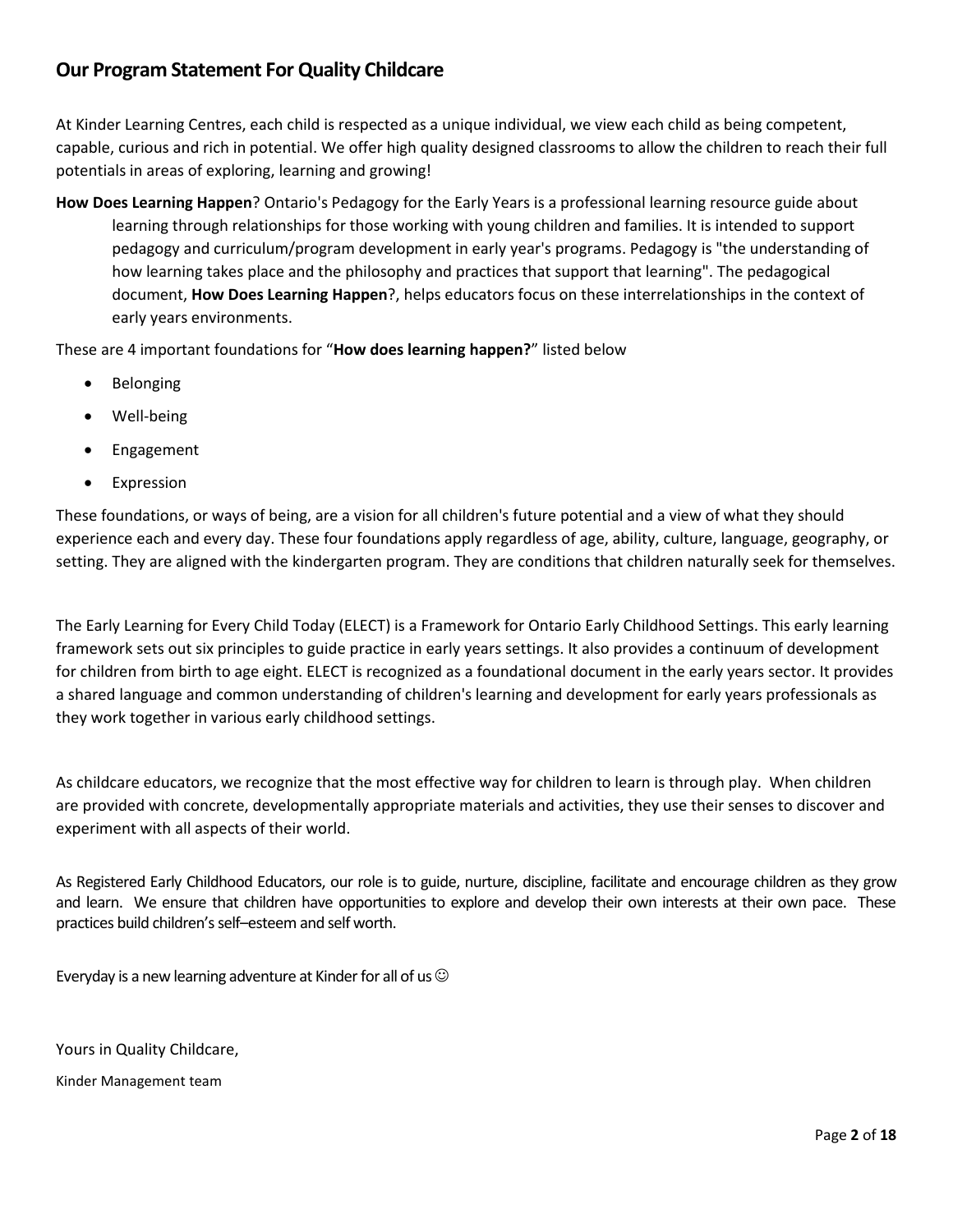## Our Program Statement For Quality Childcare

At Kinder Learning Centres, each child is respected as a unique individual, we view each child as being competent, capable, curious and rich in potential. We offer high quality designed classrooms to allow the children to reach their full potentials in areas of exploring, learning and growing!

**How Does Learning Happen**? Ontario's Pedagogy for the Early Years is a professional learning resource guide about learning through relationships for those working with young children and families. It is intended to support pedagogy and curriculum/program development in early year's programs. Pedagogy is "the understanding of how learning takes place and the philosophy and practices that support that learning". The pedagogical document, **How Does Learning Happen**?, helps educators focus on these interrelationships in the context of early years environments.

These are 4 important foundations for "**How does learning happen?**" listed below

- Belonging
- Well-being
- Engagement
- Expression

These foundations, or ways of being, are a vision for all children's future potential and a view of what they should experience each and every day. These four foundations apply regardless of age, ability, culture, language, geography, or setting. They are aligned with the kindergarten program. They are conditions that children naturally seek for themselves.

The Early Learning for Every Child Today (ELECT) is a Framework for Ontario Early Childhood Settings. This early learning framework sets out six principles to guide practice in early years settings. It also provides a continuum of development for children from birth to age eight. ELECT is recognized as a foundational document in the early years sector. It provides a shared language and common understanding of children's learning and development for early years professionals as they work together in various early childhood settings.

As childcare educators, we recognize that the most effective way for children to learn is through play. When children are provided with concrete, developmentally appropriate materials and activities, they use their senses to discover and experiment with all aspects of their world.

As Registered Early Childhood Educators, our role is to guide, nurture, discipline, facilitate and encourage children as they grow and learn. We ensure that children have opportunities to explore and develop their own interests at their own pace. These practices build children's self–esteem and self worth.

Everyday is a new learning adventure at Kinder for all of us ☺

Yours in Quality Childcare,

Kinder Management team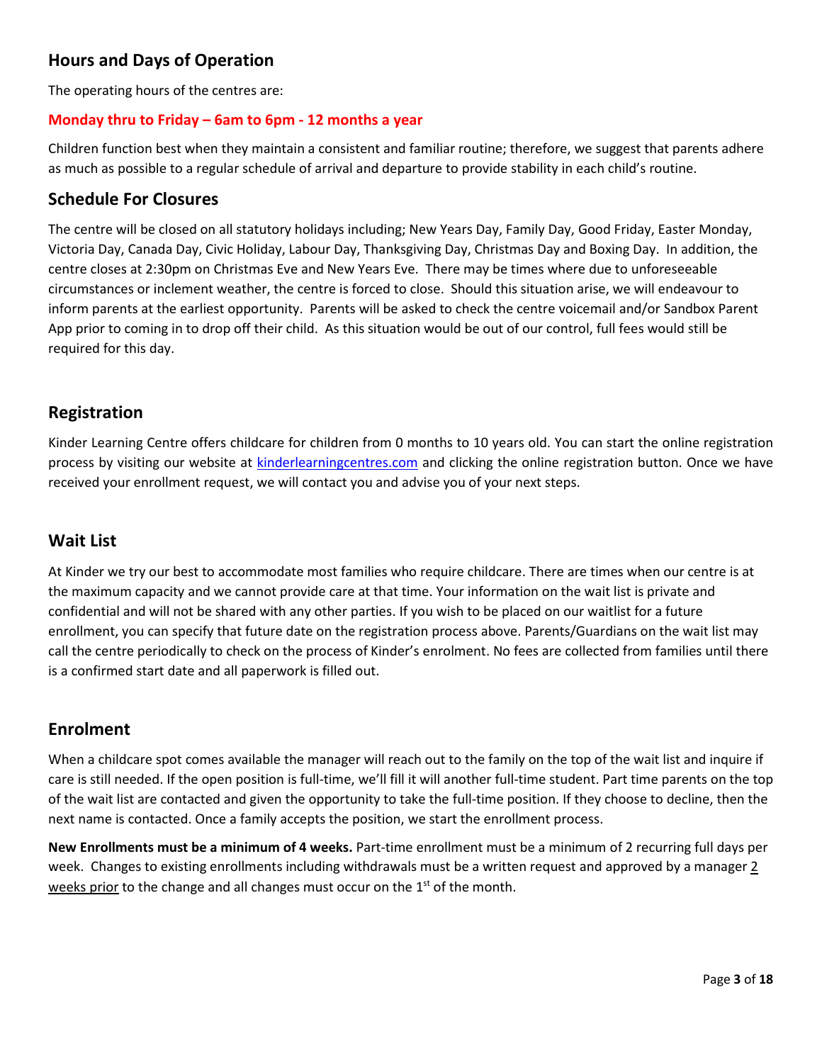## Hours and Days of Operation

The operating hours of the centres are:

**Monday thru to Friday – 6am to 6pm - 12 months a year**

Children function best when they maintain a consistent and familiar routine; therefore, we suggest that parents adhere as much as possible to a regular schedule of arrival and departure to provide stability in each child's routine.

## Schedule For Closures

The centre will be closed on all statutory holidays including; New Years Day, Family Day, Good Friday, Easter Monday, Victoria Day, Canada Day, Civic Holiday, Labour Day, Thanksgiving Day, Christmas Day and Boxing Day. In addition, the centre closes at 2:30pm on Christmas Eve and New Years Eve. There may be times where due to unforeseeable circumstances or inclement weather, the centre is forced to close. Should this situation arise, we will endeavour to inform parents at the earliest opportunity. Parents will be asked to check the centre voicemail and/or Sandbox Parent App prior to coming in to drop off their child. As this situation would be out of our control, full fees would still be required for this day.

## Registration

Kinder Learning Centre offers childcare for children from 0 months to 10 years old. You can start the online registration process by visiting our website at [kinderlearningcentres.com](kinderlearningcentres.com) and clicking the online registration button. Once we have received your enrollment request, we will contact you and advise you of your next steps.

## Wait List

At Kinder we try our best to accommodate most families who require childcare. There are times when our centre is at the maximum capacity and we cannot provide care at that time. Your information on the wait list is private and confidential and will not be shared with any other parties. If you wish to be placed on our waitlist for a future enrollment, you can specify that future date on the registration process above. Parents/Guardians on the wait list may call the centre periodically to check on the process of Kinder's enrolment. No fees are collected from families until there is a confirmed start date and all paperwork is filled out.

## Enrolment

When a childcare spot comes available the manager will reach out to the family on the top of the wait list and inquire if care is still needed. If the open position is full-time, we'll fill it will another full-time student. Part time parents on the top of the wait list are contacted and given the opportunity to take the full-time position. If they choose to decline, then the next name is contacted. Once a family accepts the position, we start the enrollment process.

**New Enrollments must be a minimum of 4 weeks.** Part-time enrollment must be a minimum of 2 recurring full days per week. Changes to existing enrollments including withdrawals must be a written request and approved by a manager 2 weeks prior to the change and all changes must occur on the 1st of the month.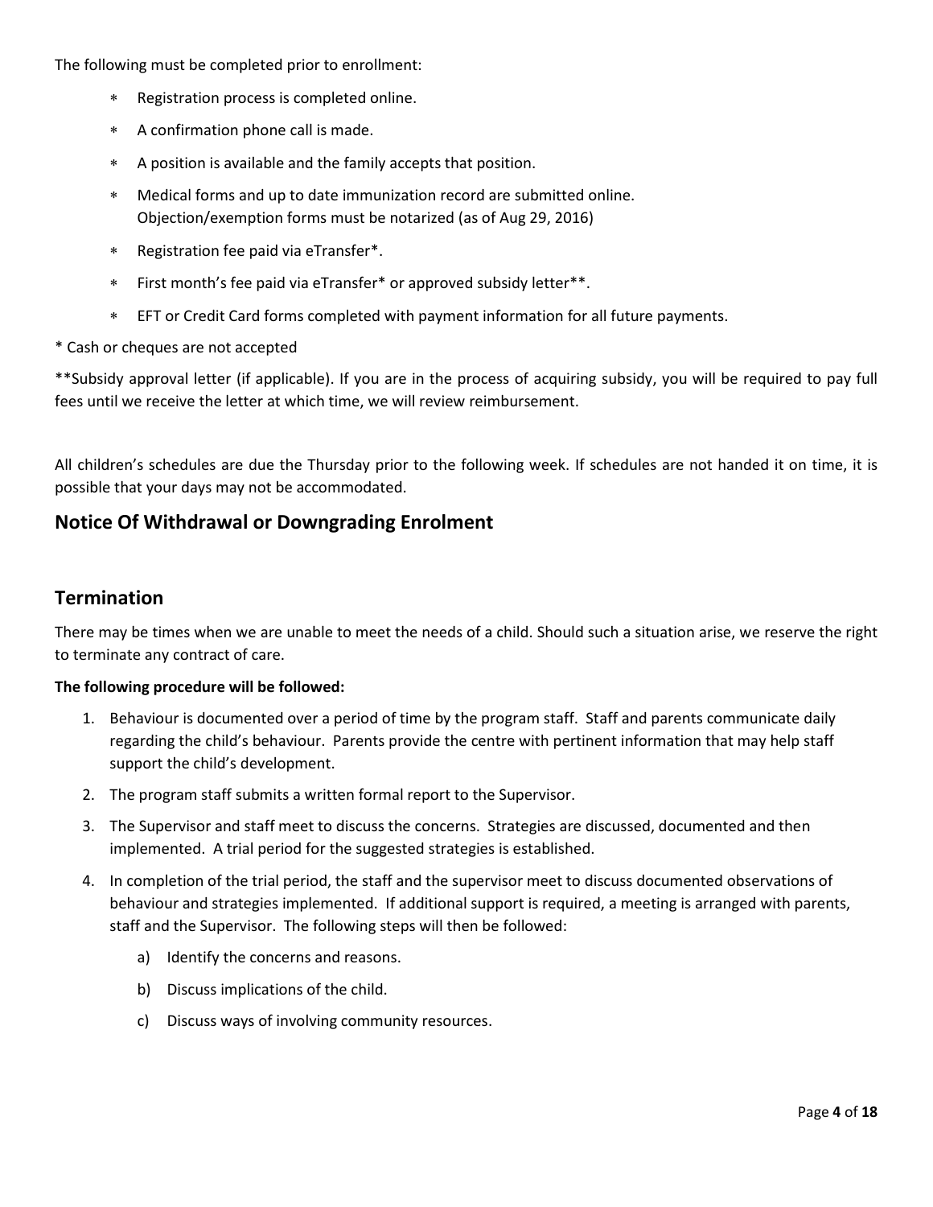The following must be completed prior to enrollment:

- Registration process is completed online.
- A confirmation phone call is made.
- A position is available and the family accepts that position.
- Medical forms and up to date immunization record are submitted online.
  Objection/exemption forms must be notarized (as of Aug 29, 2016)
- Registration fee paid via eTransfer*.
- First month's fee paid via eTransfer* or approved subsidy letter**.
- EFT or Credit Card forms completed with payment information for all future payments.

* Cash or cheques are not accepted

**Subsidy approval letter (if applicable). If you are in the process of acquiring subsidy, you will be required to pay full fees until we receive the letter at which time, we will review reimbursement.

All children's schedules are due the Thursday prior to the following week. If schedules are not handed it on time, it is possible that your days may not be accommodated.

## Notice Of Withdrawal or Downgrading Enrolment

## Termination

There may be times when we are unable to meet the needs of a child. Should such a situation arise, we reserve the right to terminate any contract of care.

**The following procedure will be followed:**

1. Behaviour is documented over a period of time by the program staff. Staff and parents communicate daily regarding the child's behaviour. Parents provide the centre with pertinent information that may help staff support the child's development.
2. The program staff submits a written formal report to the Supervisor.
3. The Supervisor and staff meet to discuss the concerns. Strategies are discussed, documented and then implemented. A trial period for the suggested strategies is established.
4. In completion of the trial period, the staff and the supervisor meet to discuss documented observations of behaviour and strategies implemented. If additional support is required, a meeting is arranged with parents, staff and the Supervisor. The following steps will then be followed:
   a) Identify the concerns and reasons.
   b) Discuss implications of the child.
   c) Discuss ways of involving community resources.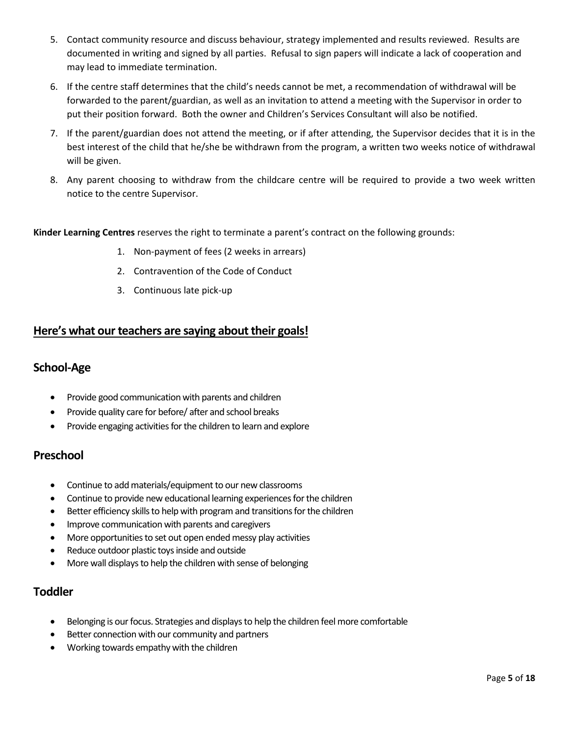5. Contact community resource and discuss behaviour, strategy implemented and results reviewed. Results are documented in writing and signed by all parties. Refusal to sign papers will indicate a lack of cooperation and may lead to immediate termination.
6. If the centre staff determines that the child's needs cannot be met, a recommendation of withdrawal will be forwarded to the parent/guardian, as well as an invitation to attend a meeting with the Supervisor in order to put their position forward. Both the owner and Children's Services Consultant will also be notified.
7. If the parent/guardian does not attend the meeting, or if after attending, the Supervisor decides that it is in the best interest of the child that he/she be withdrawn from the program, a written two weeks notice of withdrawal will be given.
8. Any parent choosing to withdraw from the childcare centre will be required to provide a two week written notice to the centre Supervisor.

**Kinder Learning Centres** reserves the right to terminate a parent's contract on the following grounds:

1. Non-payment of fees (2 weeks in arrears)
2. Contravention of the Code of Conduct
3. Continuous late pick-up

## Here's what our teachers are saying about their goals!

### School-Age

- Provide good communication with parents and children
- Provide quality care for before/ after and school breaks
- Provide engaging activities for the children to learn and explore

### Preschool

- Continue to add materials/equipment to our new classrooms
- Continue to provide new educational learning experiences for the children
- Better efficiency skills to help with program and transitions for the children
- Improve communication with parents and caregivers
- More opportunities to set out open ended messy play activities
- Reduce outdoor plastic toys inside and outside
- More wall displays to help the children with sense of belonging

### Toddler

- Belonging is our focus. Strategies and displays to help the children feel more comfortable
- Better connection with our community and partners
- Working towards empathy with the children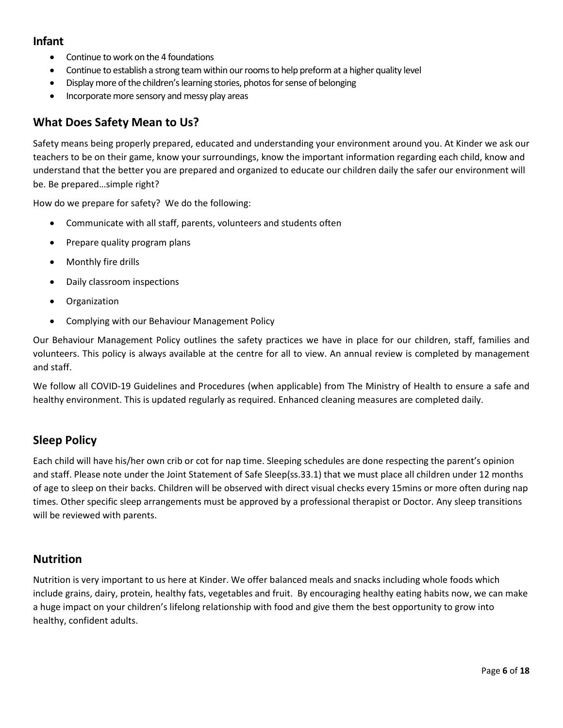## Infant

- Continue to work on the 4 foundations
- Continue to establish a strong team within our rooms to help preform at a higher quality level
- Display more of the children's learning stories, photos for sense of belonging
- Incorporate more sensory and messy play areas

## What Does Safety Mean to Us?

Safety means being properly prepared, educated and understanding your environment around you. At Kinder we ask our teachers to be on their game, know your surroundings, know the important information regarding each child, know and understand that the better you are prepared and organized to educate our children daily the safer our environment will be. Be prepared…simple right?

How do we prepare for safety? We do the following:

- Communicate with all staff, parents, volunteers and students often
- Prepare quality program plans
- Monthly fire drills
- Daily classroom inspections
- Organization
- Complying with our Behaviour Management Policy

Our Behaviour Management Policy outlines the safety practices we have in place for our children, staff, families and volunteers. This policy is always available at the centre for all to view. An annual review is completed by management and staff.

We follow all COVID-19 Guidelines and Procedures (when applicable) from The Ministry of Health to ensure a safe and healthy environment. This is updated regularly as required. Enhanced cleaning measures are completed daily.

## Sleep Policy

Each child will have his/her own crib or cot for nap time. Sleeping schedules are done respecting the parent's opinion and staff. Please note under the Joint Statement of Safe Sleep(ss.33.1) that we must place all children under 12 months of age to sleep on their backs. Children will be observed with direct visual checks every 15mins or more often during nap times. Other specific sleep arrangements must be approved by a professional therapist or Doctor. Any sleep transitions will be reviewed with parents.

## Nutrition

Nutrition is very important to us here at Kinder. We offer balanced meals and snacks including whole foods which include grains, dairy, protein, healthy fats, vegetables and fruit. By encouraging healthy eating habits now, we can make a huge impact on your children's lifelong relationship with food and give them the best opportunity to grow into healthy, confident adults.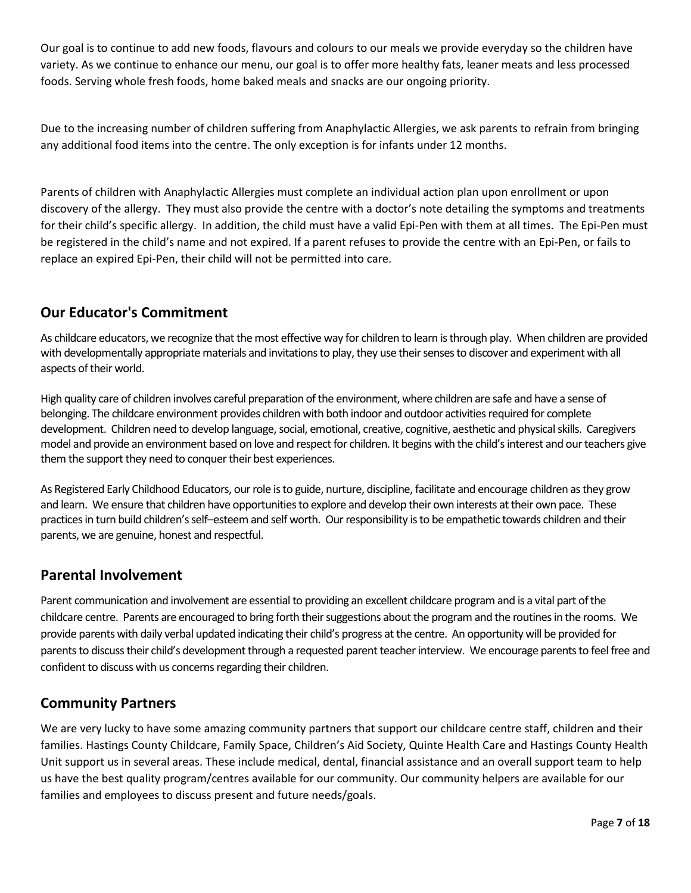Our goal is to continue to add new foods, flavours and colours to our meals we provide everyday so the children have variety. As we continue to enhance our menu, our goal is to offer more healthy fats, leaner meats and less processed foods. Serving whole fresh foods, home baked meals and snacks are our ongoing priority.

Due to the increasing number of children suffering from Anaphylactic Allergies, we ask parents to refrain from bringing any additional food items into the centre. The only exception is for infants under 12 months.

Parents of children with Anaphylactic Allergies must complete an individual action plan upon enrollment or upon discovery of the allergy. They must also provide the centre with a doctor's note detailing the symptoms and treatments for their child's specific allergy. In addition, the child must have a valid Epi-Pen with them at all times. The Epi-Pen must be registered in the child's name and not expired. If a parent refuses to provide the centre with an Epi-Pen, or fails to replace an expired Epi-Pen, their child will not be permitted into care.

## Our Educator's Commitment

As childcare educators, we recognize that the most effective way for children to learn is through play. When children are provided with developmentally appropriate materials and invitations to play, they use their senses to discover and experiment with all aspects of their world.

High quality care of children involves careful preparation of the environment, where children are safe and have a sense of belonging. The childcare environment provides children with both indoor and outdoor activities required for complete development. Children need to develop language, social, emotional, creative, cognitive, aesthetic and physical skills. Caregivers model and provide an environment based on love and respect for children. It begins with the child's interest and our teachers give them the support they need to conquer their best experiences.

As Registered Early Childhood Educators, our role is to guide, nurture, discipline, facilitate and encourage children as they grow and learn. We ensure that children have opportunities to explore and develop their own interests at their own pace. These practices in turn build children's self–esteem and self worth. Our responsibility is to be empathetic towards children and their parents, we are genuine, honest and respectful.

## Parental Involvement

Parent communication and involvement are essential to providing an excellent childcare program and is a vital part of the childcare centre. Parents are encouraged to bring forth their suggestions about the program and the routines in the rooms. We provide parents with daily verbal updated indicating their child's progress at the centre. An opportunity will be provided for parents to discuss their child's development through a requested parent teacher interview. We encourage parents to feel free and confident to discuss with us concerns regarding their children.

## Community Partners

We are very lucky to have some amazing community partners that support our childcare centre staff, children and their families. Hastings County Childcare, Family Space, Children's Aid Society, Quinte Health Care and Hastings County Health Unit support us in several areas. These include medical, dental, financial assistance and an overall support team to help us have the best quality program/centres available for our community. Our community helpers are available for our families and employees to discuss present and future needs/goals.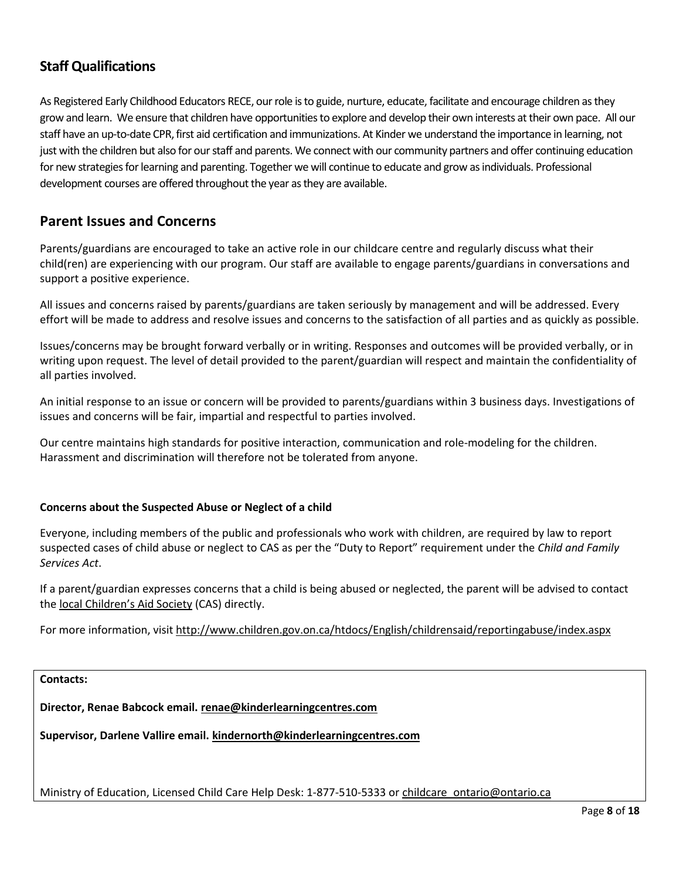## Staff Qualifications

As Registered Early Childhood Educators RECE, our role is to guide, nurture, educate, facilitate and encourage children as they grow and learn. We ensure that children have opportunities to explore and develop their own interests at their own pace. All our staff have an up-to-date CPR, first aid certification and immunizations. At Kinder we understand the importance in learning, not just with the children but also for our staff and parents. We connect with our community partners and offer continuing education for new strategies for learning and parenting. Together we will continue to educate and grow as individuals. Professional development courses are offered throughout the year as they are available.

## Parent Issues and Concerns

Parents/guardians are encouraged to take an active role in our childcare centre and regularly discuss what their child(ren) are experiencing with our program. Our staff are available to engage parents/guardians in conversations and support a positive experience.

All issues and concerns raised by parents/guardians are taken seriously by management and will be addressed. Every effort will be made to address and resolve issues and concerns to the satisfaction of all parties and as quickly as possible.

Issues/concerns may be brought forward verbally or in writing. Responses and outcomes will be provided verbally, or in writing upon request. The level of detail provided to the parent/guardian will respect and maintain the confidentiality of all parties involved.

An initial response to an issue or concern will be provided to parents/guardians within 3 business days. Investigations of issues and concerns will be fair, impartial and respectful to parties involved.

Our centre maintains high standards for positive interaction, communication and role-modeling for the children. Harassment and discrimination will therefore not be tolerated from anyone.

### Concerns about the Suspected Abuse or Neglect of a child

Everyone, including members of the public and professionals who work with children, are required by law to report suspected cases of child abuse or neglect to CAS as per the "Duty to Report" requirement under the *Child and Family Services Act*.

If a parent/guardian expresses concerns that a child is being abused or neglected, the parent will be advised to contact the local Children's Aid Society (CAS) directly.

For more information, visit http://www.children.gov.on.ca/htdocs/English/childrensaid/reportingabuse/index.aspx

**Contacts:**

**Director, Renae Babcock email. renae@kinderlearningcentres.com**

**Supervisor, Darlene Vallire email. kindernorth@kinderlearningcentres.com**

Ministry of Education, Licensed Child Care Help Desk: 1-877-510-5333 or childcare_ontario@ontario.ca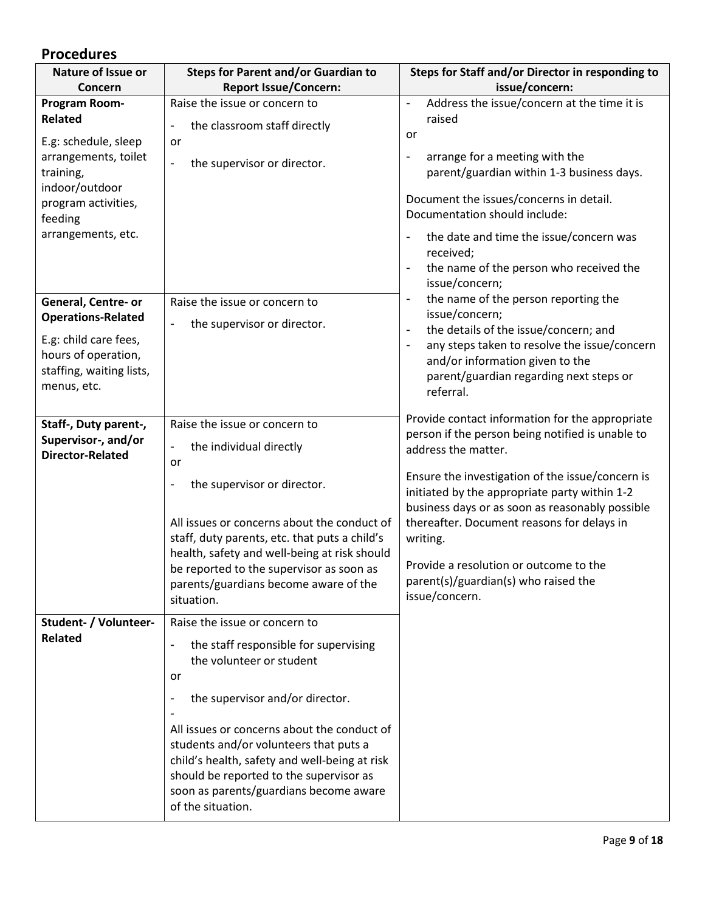## Procedures

| Nature of Issue or Concern | Steps for Parent and/or Guardian to Report Issue/Concern: | Steps for Staff and/or Director in responding to issue/concern: |
|---|---|---|
| **Program Room-Related**<br><br>E.g: schedule, sleep arrangements, toilet training, indoor/outdoor program activities, feeding arrangements, etc. | Raise the issue or concern to<br>- the classroom staff directly<br>or<br>- the supervisor or director. | - Address the issue/concern at the time it is raised<br>or<br>- arrange for a meeting with the parent/guardian within 1-3 business days.<br><br>Document the issues/concerns in detail. Documentation should include:<br>- the date and time the issue/concern was received;<br>- the name of the person who received the issue/concern;<br>- the name of the person reporting the issue/concern;<br>- the details of the issue/concern; and<br>- any steps taken to resolve the issue/concern and/or information given to the parent/guardian regarding next steps or referral.<br><br>Provide contact information for the appropriate person if the person being notified is unable to address the matter.<br><br>Ensure the investigation of the issue/concern is initiated by the appropriate party within 1-2 business days or as soon as reasonably possible thereafter. Document reasons for delays in writing.<br><br>Provide a resolution or outcome to the parent(s)/guardian(s) who raised the issue/concern. |
| **General, Centre- or Operations-Related**<br><br>E.g: child care fees, hours of operation, staffing, waiting lists, menus, etc. | Raise the issue or concern to<br>- the supervisor or director. | |
| **Staff-, Duty parent-, Supervisor-, and/or Director-Related** | Raise the issue or concern to<br>- the individual directly<br>or<br>- the supervisor or director.<br><br>All issues or concerns about the conduct of staff, duty parents, etc. that puts a child's health, safety and well-being at risk should be reported to the supervisor as soon as parents/guardians become aware of the situation. | |
| **Student- / Volunteer-Related** | Raise the issue or concern to<br>- the staff responsible for supervising the volunteer or student<br>or<br>- the supervisor and/or director.<br>-<br>All issues or concerns about the conduct of students and/or volunteers that puts a child's health, safety and well-being at risk should be reported to the supervisor as soon as parents/guardians become aware of the situation. | |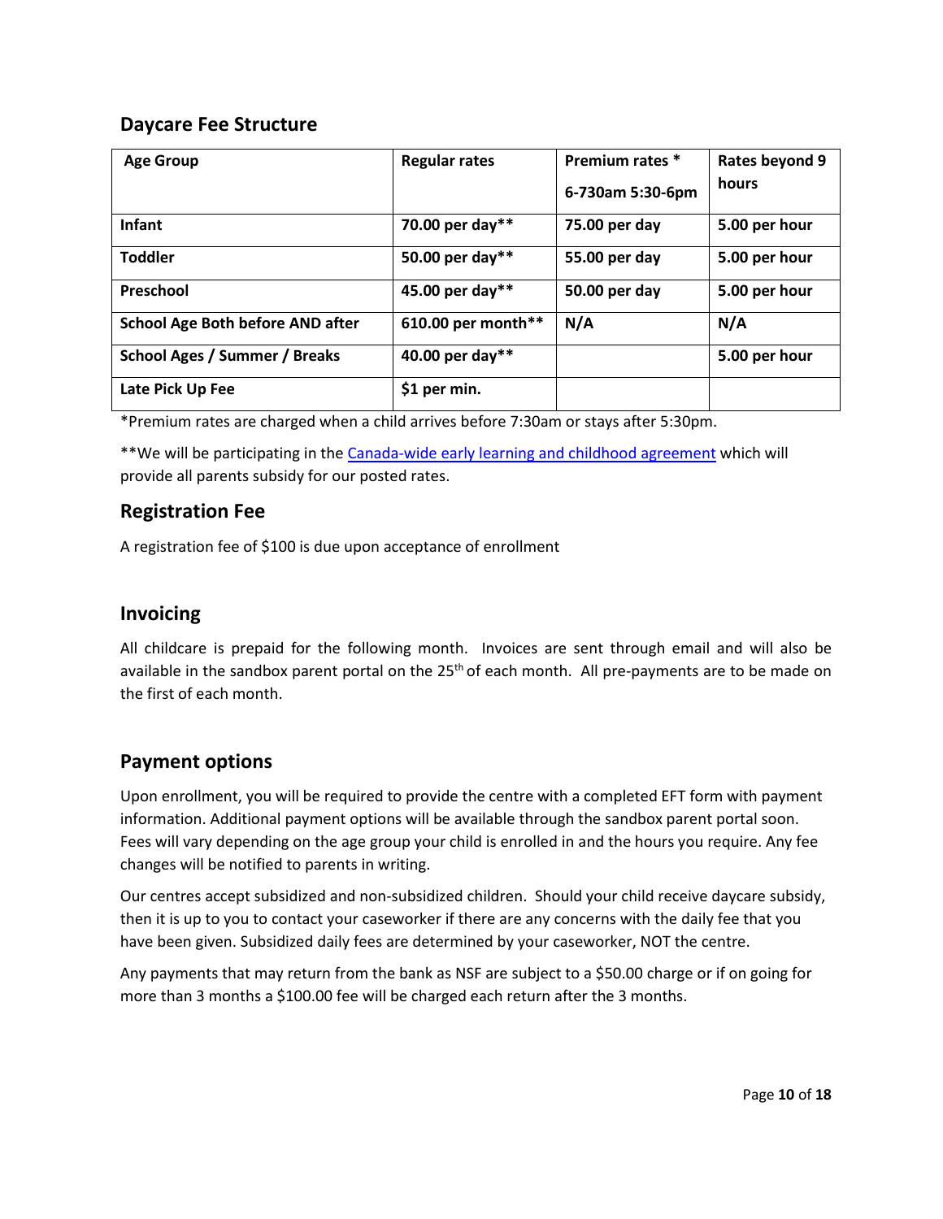## Daycare Fee Structure

| Age Group | Regular rates | Premium rates * 6-730am 5:30-6pm | Rates beyond 9 hours |
|---|---|---|---|
| Infant | 70.00 per day** | 75.00 per day | 5.00 per hour |
| Toddler | 50.00 per day** | 55.00 per day | 5.00 per hour |
| Preschool | 45.00 per day** | 50.00 per day | 5.00 per hour |
| School Age Both before AND after | 610.00 per month** | N/A | N/A |
| School Ages / Summer / Breaks | 40.00 per day** | | 5.00 per hour |
| Late Pick Up Fee | $1 per min. | | |

*Premium rates are charged when a child arrives before 7:30am or stays after 5:30pm.

**We will be participating in the Canada-wide early learning and childhood agreement which will provide all parents subsidy for our posted rates.

## Registration Fee

A registration fee of $100 is due upon acceptance of enrollment

## Invoicing

All childcare is prepaid for the following month. Invoices are sent through email and will also be available in the sandbox parent portal on the 25th of each month. All pre-payments are to be made on the first of each month.

## Payment options

Upon enrollment, you will be required to provide the centre with a completed EFT form with payment information. Additional payment options will be available through the sandbox parent portal soon. Fees will vary depending on the age group your child is enrolled in and the hours you require. Any fee changes will be notified to parents in writing.

Our centres accept subsidized and non-subsidized children. Should your child receive daycare subsidy, then it is up to you to contact your caseworker if there are any concerns with the daily fee that you have been given. Subsidized daily fees are determined by your caseworker, NOT the centre.

Any payments that may return from the bank as NSF are subject to a $50.00 charge or if on going for more than 3 months a $100.00 fee will be charged each return after the 3 months.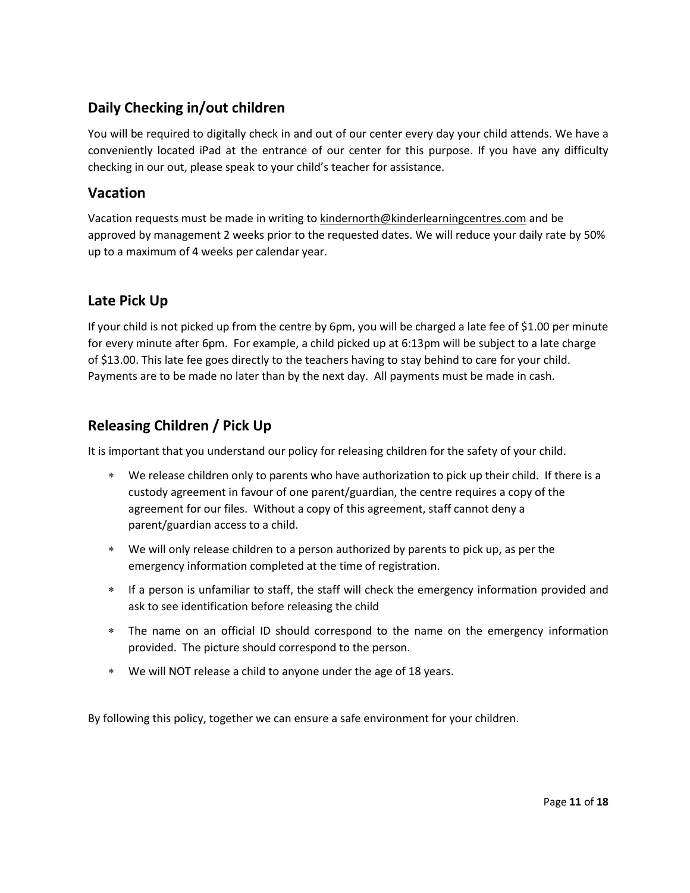## Daily Checking in/out children

You will be required to digitally check in and out of our center every day your child attends. We have a conveniently located iPad at the entrance of our center for this purpose. If you have any difficulty checking in our out, please speak to your child's teacher for assistance.

## Vacation

Vacation requests must be made in writing to kindernorth@kinderlearningcentres.com and be approved by management 2 weeks prior to the requested dates. We will reduce your daily rate by 50% up to a maximum of 4 weeks per calendar year.

## Late Pick Up

If your child is not picked up from the centre by 6pm, you will be charged a late fee of $1.00 per minute for every minute after 6pm. For example, a child picked up at 6:13pm will be subject to a late charge of $13.00. This late fee goes directly to the teachers having to stay behind to care for your child. Payments are to be made no later than by the next day. All payments must be made in cash.

## Releasing Children / Pick Up

It is important that you understand our policy for releasing children for the safety of your child.

* We release children only to parents who have authorization to pick up their child. If there is a custody agreement in favour of one parent/guardian, the centre requires a copy of the agreement for our files. Without a copy of this agreement, staff cannot deny a parent/guardian access to a child.
* We will only release children to a person authorized by parents to pick up, as per the emergency information completed at the time of registration.
* If a person is unfamiliar to staff, the staff will check the emergency information provided and ask to see identification before releasing the child
* The name on an official ID should correspond to the name on the emergency information provided. The picture should correspond to the person.
* We will NOT release a child to anyone under the age of 18 years.

By following this policy, together we can ensure a safe environment for your children.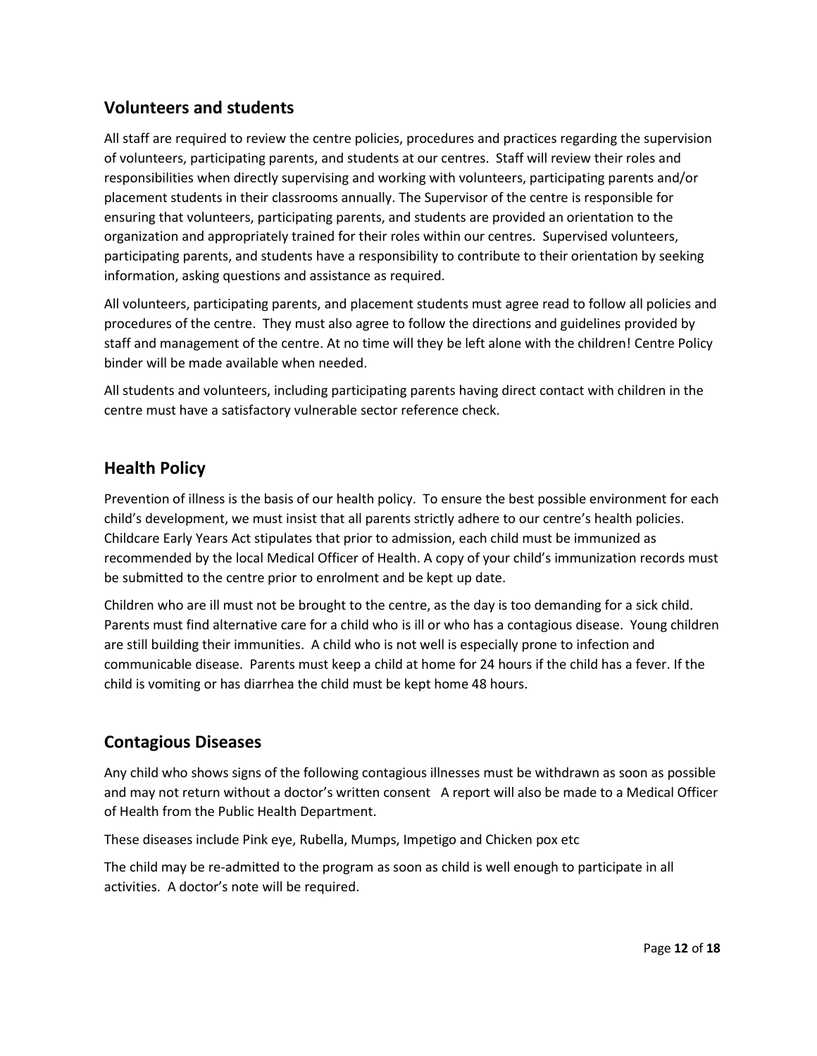## Volunteers and students

All staff are required to review the centre policies, procedures and practices regarding the supervision of volunteers, participating parents, and students at our centres. Staff will review their roles and responsibilities when directly supervising and working with volunteers, participating parents and/or placement students in their classrooms annually. The Supervisor of the centre is responsible for ensuring that volunteers, participating parents, and students are provided an orientation to the organization and appropriately trained for their roles within our centres. Supervised volunteers, participating parents, and students have a responsibility to contribute to their orientation by seeking information, asking questions and assistance as required.

All volunteers, participating parents, and placement students must agree read to follow all policies and procedures of the centre. They must also agree to follow the directions and guidelines provided by staff and management of the centre. At no time will they be left alone with the children! Centre Policy binder will be made available when needed.

All students and volunteers, including participating parents having direct contact with children in the centre must have a satisfactory vulnerable sector reference check.

## Health Policy

Prevention of illness is the basis of our health policy. To ensure the best possible environment for each child's development, we must insist that all parents strictly adhere to our centre's health policies. Childcare Early Years Act stipulates that prior to admission, each child must be immunized as recommended by the local Medical Officer of Health. A copy of your child's immunization records must be submitted to the centre prior to enrolment and be kept up date.

Children who are ill must not be brought to the centre, as the day is too demanding for a sick child. Parents must find alternative care for a child who is ill or who has a contagious disease. Young children are still building their immunities. A child who is not well is especially prone to infection and communicable disease. Parents must keep a child at home for 24 hours if the child has a fever. If the child is vomiting or has diarrhea the child must be kept home 48 hours.

## Contagious Diseases

Any child who shows signs of the following contagious illnesses must be withdrawn as soon as possible and may not return without a doctor's written consent A report will also be made to a Medical Officer of Health from the Public Health Department.

These diseases include Pink eye, Rubella, Mumps, Impetigo and Chicken pox etc

The child may be re-admitted to the program as soon as child is well enough to participate in all activities. A doctor's note will be required.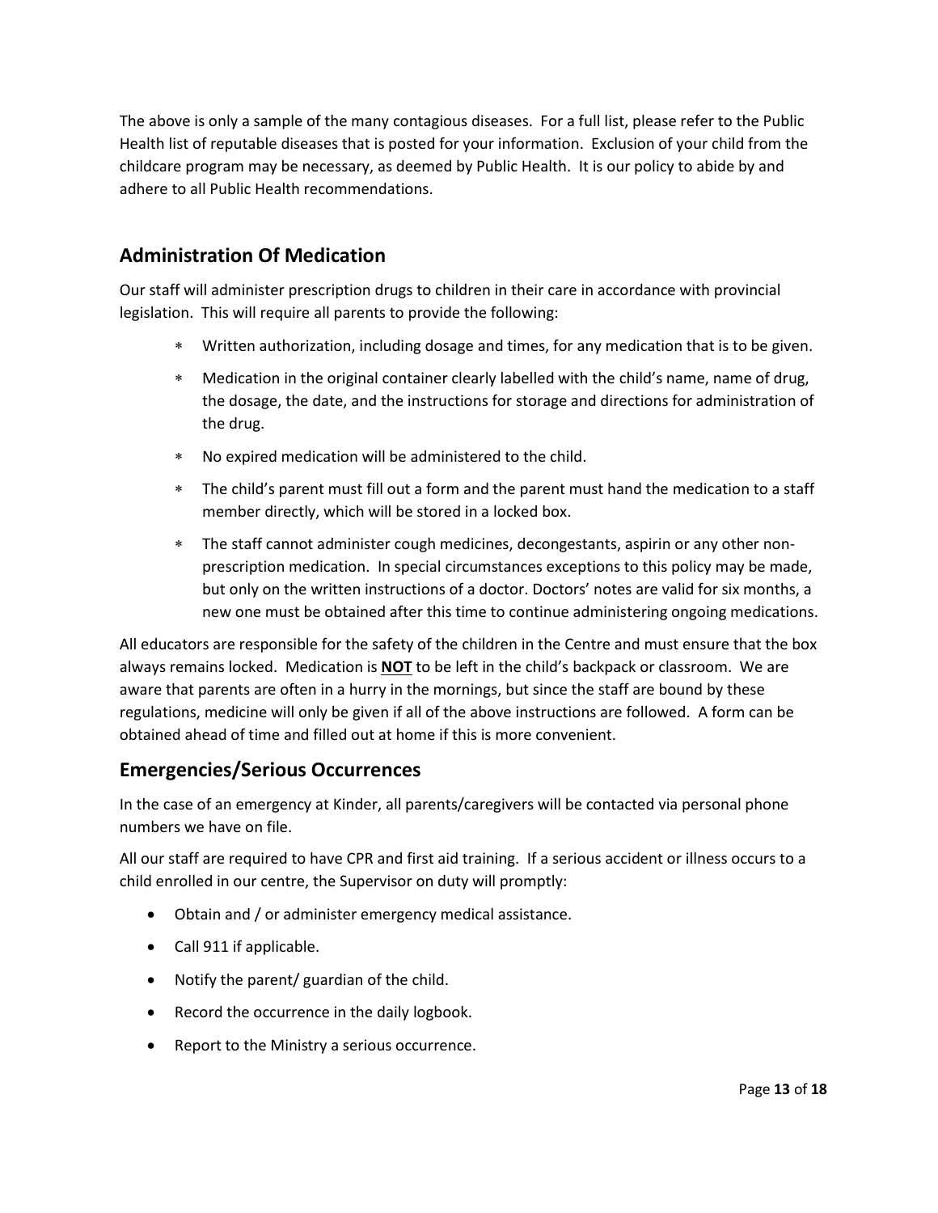The above is only a sample of the many contagious diseases. For a full list, please refer to the Public Health list of reputable diseases that is posted for your information. Exclusion of your child from the childcare program may be necessary, as deemed by Public Health. It is our policy to abide by and adhere to all Public Health recommendations.

## Administration Of Medication

Our staff will administer prescription drugs to children in their care in accordance with provincial legislation. This will require all parents to provide the following:

- Written authorization, including dosage and times, for any medication that is to be given.
- Medication in the original container clearly labelled with the child's name, name of drug, the dosage, the date, and the instructions for storage and directions for administration of the drug.
- No expired medication will be administered to the child.
- The child's parent must fill out a form and the parent must hand the medication to a staff member directly, which will be stored in a locked box.
- The staff cannot administer cough medicines, decongestants, aspirin or any other non-prescription medication. In special circumstances exceptions to this policy may be made, but only on the written instructions of a doctor. Doctors' notes are valid for six months, a new one must be obtained after this time to continue administering ongoing medications.

All educators are responsible for the safety of the children in the Centre and must ensure that the box always remains locked. Medication is <u>**NOT**</u> to be left in the child's backpack or classroom. We are aware that parents are often in a hurry in the mornings, but since the staff are bound by these regulations, medicine will only be given if all of the above instructions are followed. A form can be obtained ahead of time and filled out at home if this is more convenient.

## Emergencies/Serious Occurrences

In the case of an emergency at Kinder, all parents/caregivers will be contacted via personal phone numbers we have on file.

All our staff are required to have CPR and first aid training. If a serious accident or illness occurs to a child enrolled in our centre, the Supervisor on duty will promptly:

- Obtain and / or administer emergency medical assistance.
- Call 911 if applicable.
- Notify the parent/ guardian of the child.
- Record the occurrence in the daily logbook.
- Report to the Ministry a serious occurrence.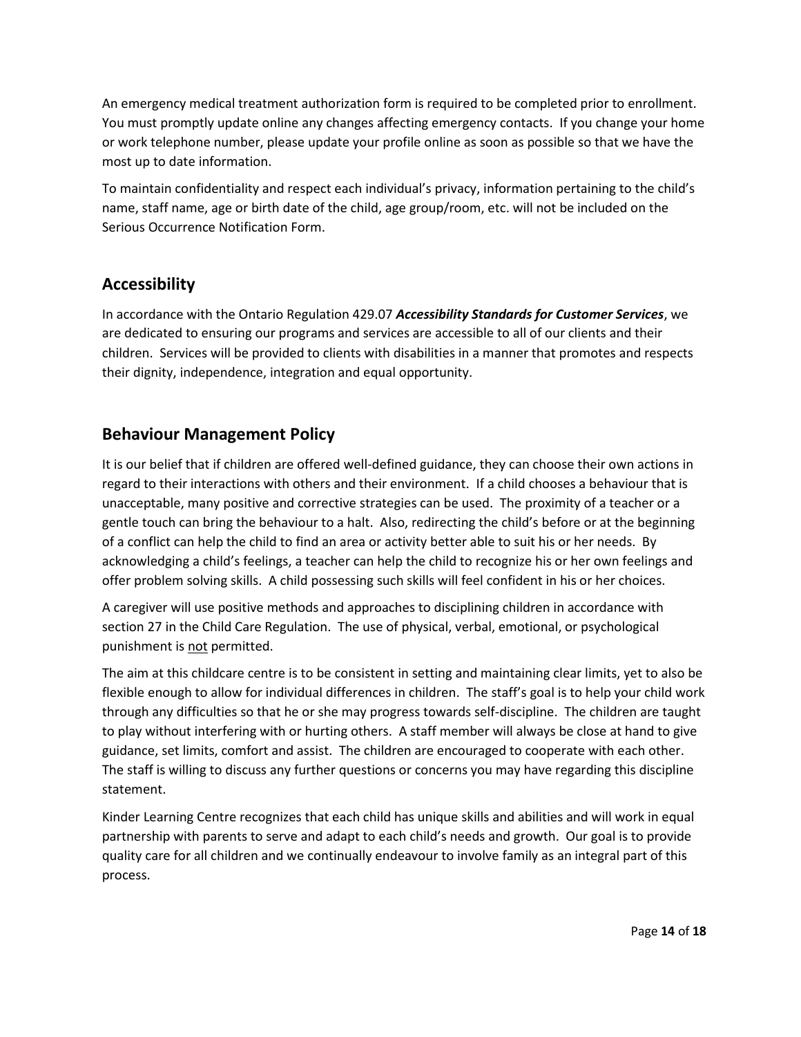An emergency medical treatment authorization form is required to be completed prior to enrollment. You must promptly update online any changes affecting emergency contacts. If you change your home or work telephone number, please update your profile online as soon as possible so that we have the most up to date information.

To maintain confidentiality and respect each individual's privacy, information pertaining to the child's name, staff name, age or birth date of the child, age group/room, etc. will not be included on the Serious Occurrence Notification Form.

## Accessibility

In accordance with the Ontario Regulation 429.07 ***Accessibility Standards for Customer Services***, we are dedicated to ensuring our programs and services are accessible to all of our clients and their children. Services will be provided to clients with disabilities in a manner that promotes and respects their dignity, independence, integration and equal opportunity.

## Behaviour Management Policy

It is our belief that if children are offered well-defined guidance, they can choose their own actions in regard to their interactions with others and their environment. If a child chooses a behaviour that is unacceptable, many positive and corrective strategies can be used. The proximity of a teacher or a gentle touch can bring the behaviour to a halt. Also, redirecting the child's before or at the beginning of a conflict can help the child to find an area or activity better able to suit his or her needs. By acknowledging a child's feelings, a teacher can help the child to recognize his or her own feelings and offer problem solving skills. A child possessing such skills will feel confident in his or her choices.

A caregiver will use positive methods and approaches to disciplining children in accordance with section 27 in the Child Care Regulation. The use of physical, verbal, emotional, or psychological punishment is <u>not</u> permitted.

The aim at this childcare centre is to be consistent in setting and maintaining clear limits, yet to also be flexible enough to allow for individual differences in children. The staff's goal is to help your child work through any difficulties so that he or she may progress towards self-discipline. The children are taught to play without interfering with or hurting others. A staff member will always be close at hand to give guidance, set limits, comfort and assist. The children are encouraged to cooperate with each other. The staff is willing to discuss any further questions or concerns you may have regarding this discipline statement.

Kinder Learning Centre recognizes that each child has unique skills and abilities and will work in equal partnership with parents to serve and adapt to each child's needs and growth. Our goal is to provide quality care for all children and we continually endeavour to involve family as an integral part of this process.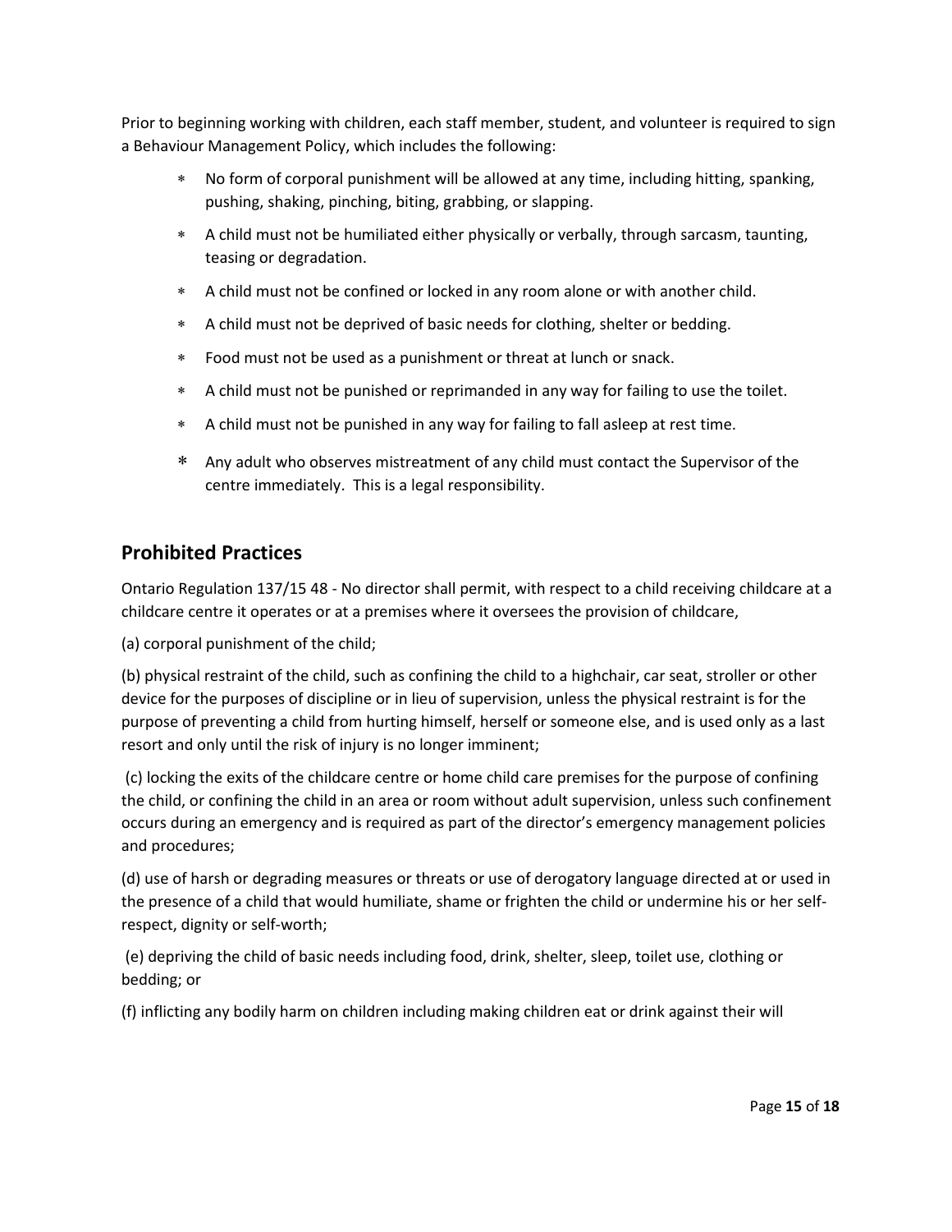Prior to beginning working with children, each staff member, student, and volunteer is required to sign a Behaviour Management Policy, which includes the following:

* No form of corporal punishment will be allowed at any time, including hitting, spanking, pushing, shaking, pinching, biting, grabbing, or slapping.
* A child must not be humiliated either physically or verbally, through sarcasm, taunting, teasing or degradation.
* A child must not be confined or locked in any room alone or with another child.
* A child must not be deprived of basic needs for clothing, shelter or bedding.
* Food must not be used as a punishment or threat at lunch or snack.
* A child must not be punished or reprimanded in any way for failing to use the toilet.
* A child must not be punished in any way for failing to fall asleep at rest time.
* Any adult who observes mistreatment of any child must contact the Supervisor of the centre immediately. This is a legal responsibility.

## Prohibited Practices

Ontario Regulation 137/15 48 - No director shall permit, with respect to a child receiving childcare at a childcare centre it operates or at a premises where it oversees the provision of childcare,

(a) corporal punishment of the child;

(b) physical restraint of the child, such as confining the child to a highchair, car seat, stroller or other device for the purposes of discipline or in lieu of supervision, unless the physical restraint is for the purpose of preventing a child from hurting himself, herself or someone else, and is used only as a last resort and only until the risk of injury is no longer imminent;

(c) locking the exits of the childcare centre or home child care premises for the purpose of confining the child, or confining the child in an area or room without adult supervision, unless such confinement occurs during an emergency and is required as part of the director's emergency management policies and procedures;

(d) use of harsh or degrading measures or threats or use of derogatory language directed at or used in the presence of a child that would humiliate, shame or frighten the child or undermine his or her self-respect, dignity or self-worth;

(e) depriving the child of basic needs including food, drink, shelter, sleep, toilet use, clothing or bedding; or

(f) inflicting any bodily harm on children including making children eat or drink against their will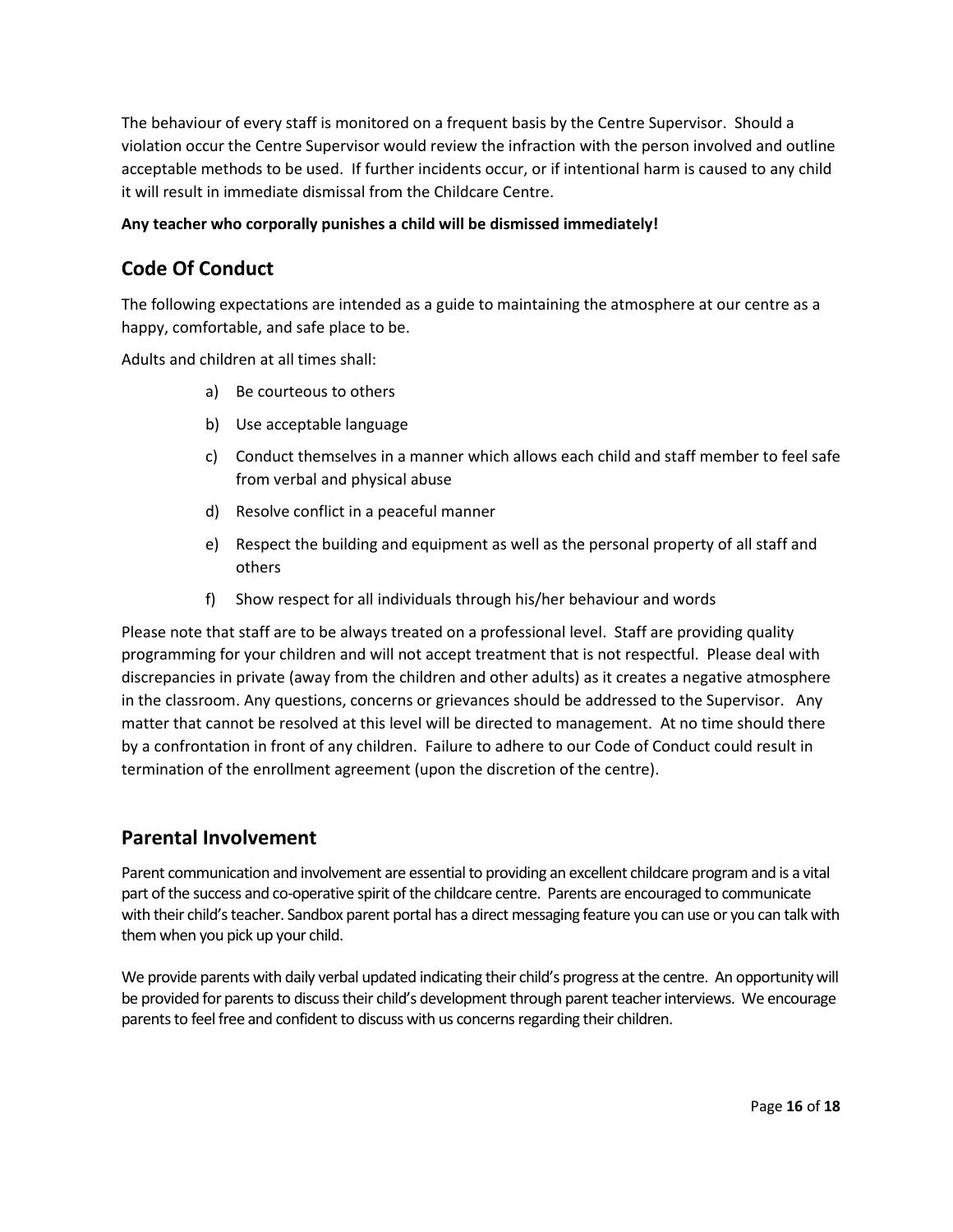The behaviour of every staff is monitored on a frequent basis by the Centre Supervisor. Should a violation occur the Centre Supervisor would review the infraction with the person involved and outline acceptable methods to be used. If further incidents occur, or if intentional harm is caused to any child it will result in immediate dismissal from the Childcare Centre.

**Any teacher who corporally punishes a child will be dismissed immediately!**

## Code Of Conduct

The following expectations are intended as a guide to maintaining the atmosphere at our centre as a happy, comfortable, and safe place to be.

Adults and children at all times shall:

a) Be courteous to others
b) Use acceptable language
c) Conduct themselves in a manner which allows each child and staff member to feel safe from verbal and physical abuse
d) Resolve conflict in a peaceful manner
e) Respect the building and equipment as well as the personal property of all staff and others
f) Show respect for all individuals through his/her behaviour and words

Please note that staff are to be always treated on a professional level. Staff are providing quality programming for your children and will not accept treatment that is not respectful. Please deal with discrepancies in private (away from the children and other adults) as it creates a negative atmosphere in the classroom. Any questions, concerns or grievances should be addressed to the Supervisor. Any matter that cannot be resolved at this level will be directed to management. At no time should there by a confrontation in front of any children. Failure to adhere to our Code of Conduct could result in termination of the enrollment agreement (upon the discretion of the centre).

## Parental Involvement

Parent communication and involvement are essential to providing an excellent childcare program and is a vital part of the success and co-operative spirit of the childcare centre. Parents are encouraged to communicate with their child's teacher. Sandbox parent portal has a direct messaging feature you can use or you can talk with them when you pick up your child.

We provide parents with daily verbal updated indicating their child's progress at the centre. An opportunity will be provided for parents to discuss their child's development through parent teacher interviews. We encourage parents to feel free and confident to discuss with us concerns regarding their children.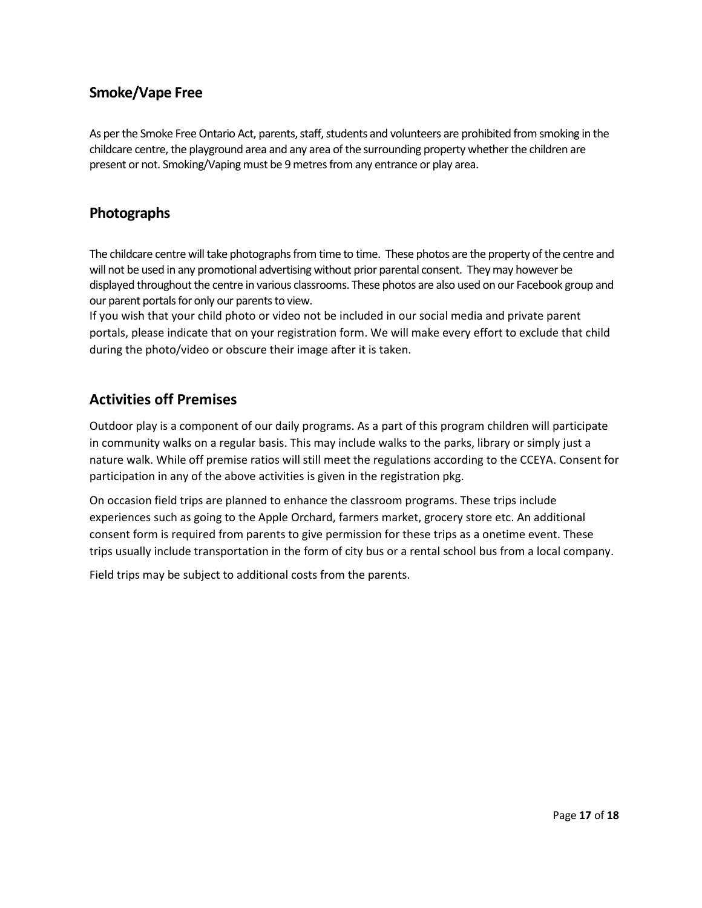## Smoke/Vape Free

As per the Smoke Free Ontario Act, parents, staff, students and volunteers are prohibited from smoking in the childcare centre, the playground area and any area of the surrounding property whether the children are present or not. Smoking/Vaping must be 9 metres from any entrance or play area.

## Photographs

The childcare centre will take photographs from time to time. These photos are the property of the centre and will not be used in any promotional advertising without prior parental consent. They may however be displayed throughout the centre in various classrooms. These photos are also used on our Facebook group and our parent portals for only our parents to view.
If you wish that your child photo or video not be included in our social media and private parent portals, please indicate that on your registration form. We will make every effort to exclude that child during the photo/video or obscure their image after it is taken.

## Activities off Premises

Outdoor play is a component of our daily programs. As a part of this program children will participate in community walks on a regular basis. This may include walks to the parks, library or simply just a nature walk. While off premise ratios will still meet the regulations according to the CCEYA. Consent for participation in any of the above activities is given in the registration pkg.

On occasion field trips are planned to enhance the classroom programs. These trips include experiences such as going to the Apple Orchard, farmers market, grocery store etc. An additional consent form is required from parents to give permission for these trips as a onetime event. These trips usually include transportation in the form of city bus or a rental school bus from a local company.

Field trips may be subject to additional costs from the parents.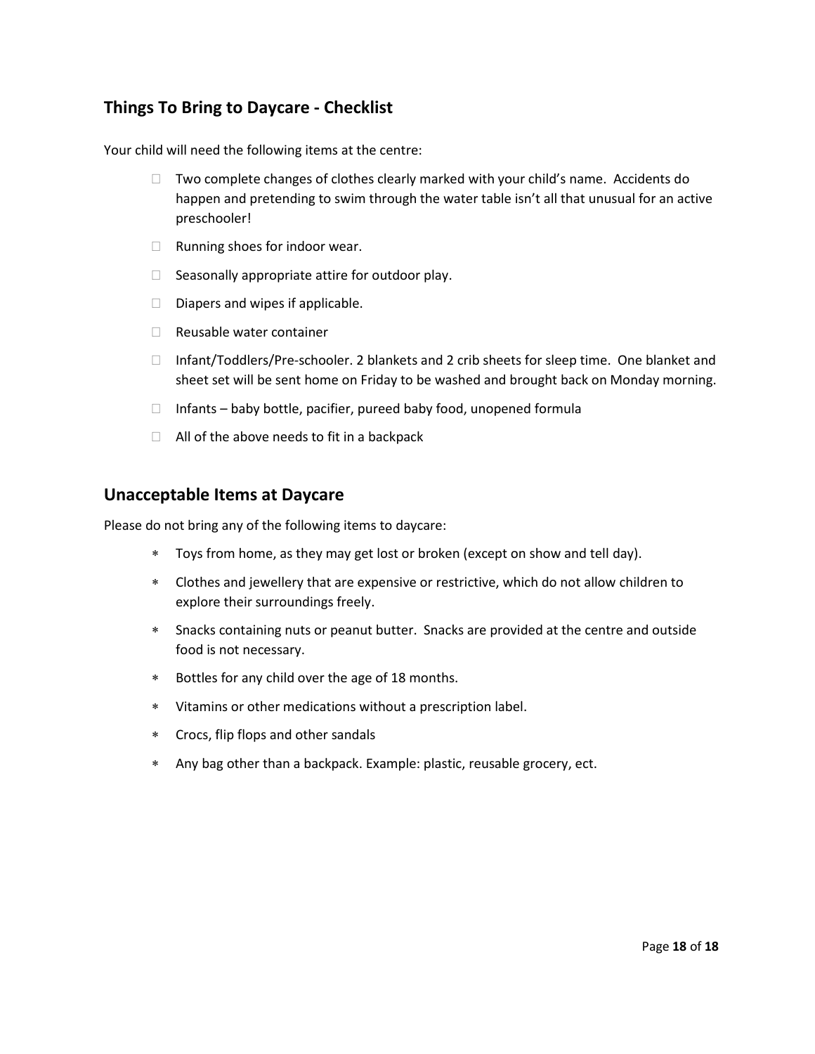## Things To Bring to Daycare - Checklist

Your child will need the following items at the centre:

- [ ] Two complete changes of clothes clearly marked with your child's name. Accidents do happen and pretending to swim through the water table isn't all that unusual for an active preschooler!
- [ ] Running shoes for indoor wear.
- [ ] Seasonally appropriate attire for outdoor play.
- [ ] Diapers and wipes if applicable.
- [ ] Reusable water container
- [ ] Infant/Toddlers/Pre-schooler. 2 blankets and 2 crib sheets for sleep time. One blanket and sheet set will be sent home on Friday to be washed and brought back on Monday morning.
- [ ] Infants – baby bottle, pacifier, pureed baby food, unopened formula
- [ ] All of the above needs to fit in a backpack

## Unacceptable Items at Daycare

Please do not bring any of the following items to daycare:

- Toys from home, as they may get lost or broken (except on show and tell day).
- Clothes and jewellery that are expensive or restrictive, which do not allow children to explore their surroundings freely.
- Snacks containing nuts or peanut butter. Snacks are provided at the centre and outside food is not necessary.
- Bottles for any child over the age of 18 months.
- Vitamins or other medications without a prescription label.
- Crocs, flip flops and other sandals
- Any bag other than a backpack. Example: plastic, reusable grocery, ect.